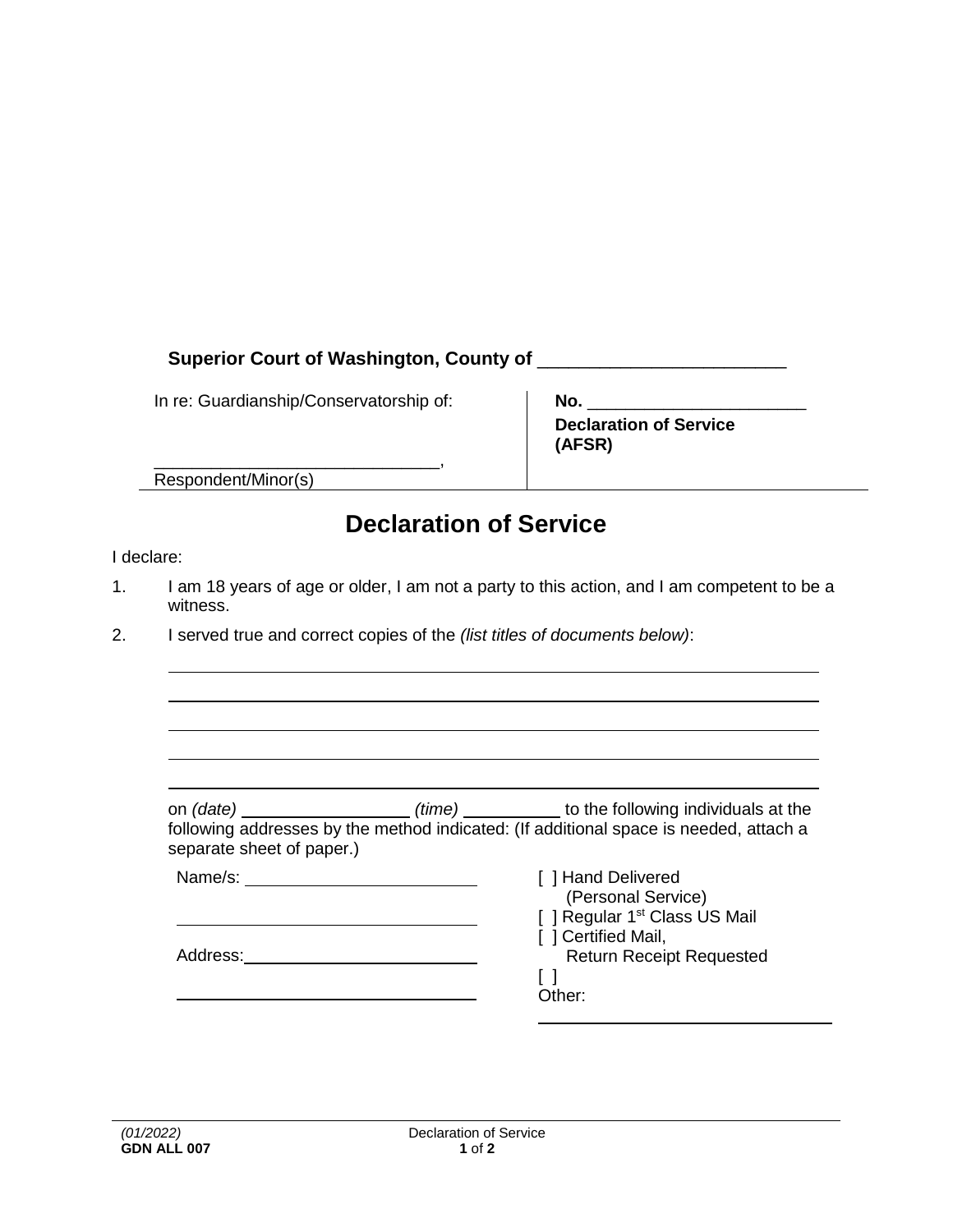**Superior Court of Washington, County of ________________________**

| In re: Guardianship/Conservatorship of:<br><br>____________________________,<br>Respondent/Minor(s) | **No.** ______________________<br>**Declaration of Service (AFSR)** |
| --- | --- |

# Declaration of Service

I declare:

1. I am 18 years of age or older, I am not a party to this action, and I am competent to be a witness.
2. I served true and correct copies of the *(list titles of documents below)*:

   ____________________________________________________________

   ____________________________________________________________

   ____________________________________________________________

   ____________________________________________________________

   ____________________________________________________________

   on *(date)* ________________ *(time)* __________ to the following individuals at the following addresses by the method indicated: (If additional space is needed, attach a separate sheet of paper.)

   Name/s: ________________________

   ________________________________

   Address: ________________________

   ________________________________

   [ ] Hand Delivered (Personal Service)
   [ ] Regular 1st Class US Mail
   [ ] Certified Mail, Return Receipt Requested
   [ ] Other:
   ________________________________

*(01/2022)*
**GDN ALL 007**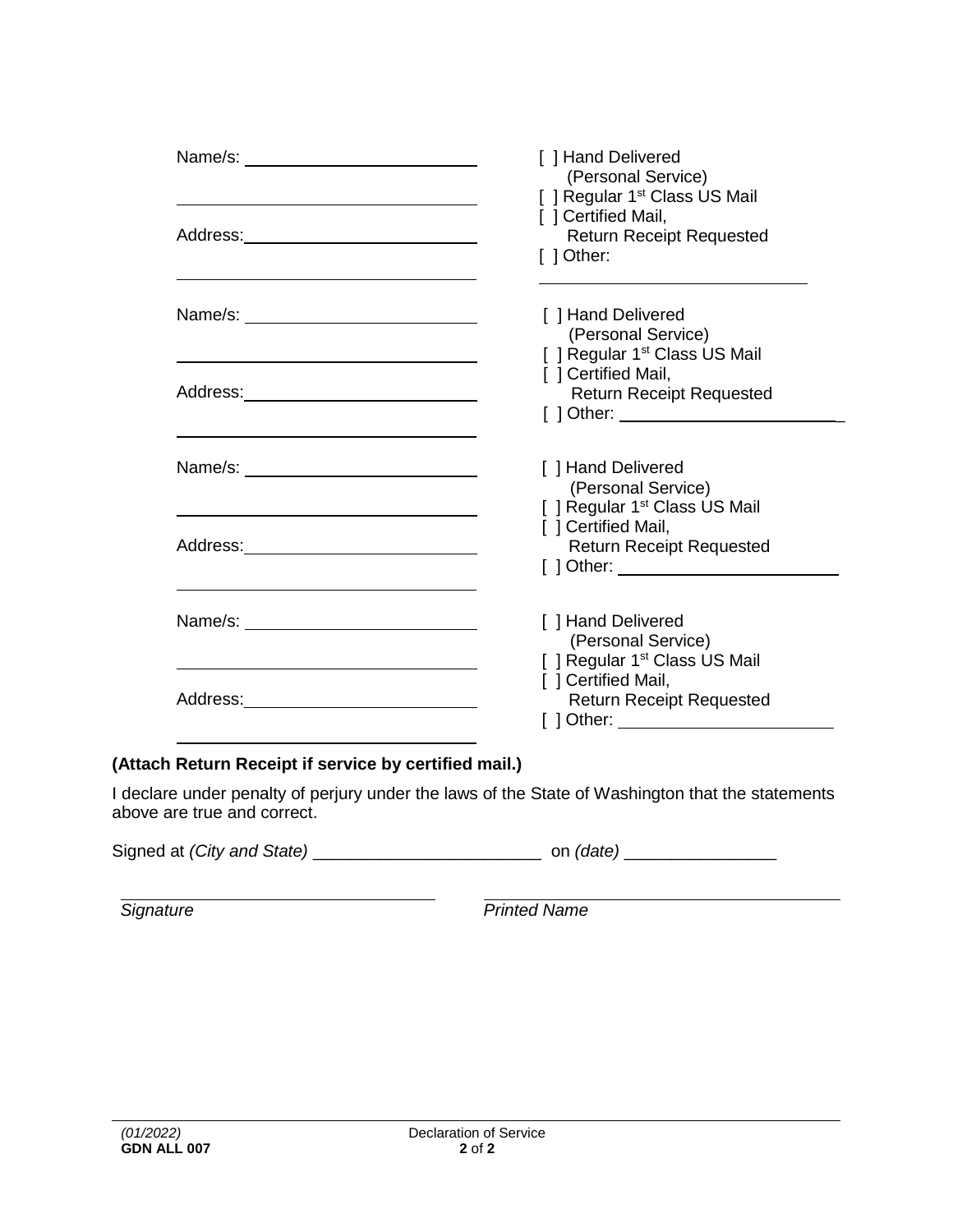| | |
|---|---|
| Name/s: \_\_\_\_\_\_\_\_\_\_\_\_\_\_\_\_\_\_\_\_\_\_\_\_ | [ ] Hand Delivered (Personal Service) |
| \_\_\_\_\_\_\_\_\_\_\_\_\_\_\_\_\_\_\_\_\_\_\_\_\_\_\_\_\_\_\_\_ | [ ] Regular 1st Class US Mail |
| Address:\_\_\_\_\_\_\_\_\_\_\_\_\_\_\_\_\_\_\_\_\_\_\_\_ | [ ] Certified Mail, Return Receipt Requested |
| \_\_\_\_\_\_\_\_\_\_\_\_\_\_\_\_\_\_\_\_\_\_\_\_\_\_\_\_\_\_\_\_ | [ ] Other: \_\_\_\_\_\_\_\_\_\_\_\_\_\_\_\_\_\_\_\_\_\_\_\_ |
| Name/s: \_\_\_\_\_\_\_\_\_\_\_\_\_\_\_\_\_\_\_\_\_\_\_\_ | [ ] Hand Delivered (Personal Service) |
| \_\_\_\_\_\_\_\_\_\_\_\_\_\_\_\_\_\_\_\_\_\_\_\_\_\_\_\_\_\_\_\_ | [ ] Regular 1st Class US Mail |
| Address:\_\_\_\_\_\_\_\_\_\_\_\_\_\_\_\_\_\_\_\_\_\_\_\_ | [ ] Certified Mail, Return Receipt Requested |
| \_\_\_\_\_\_\_\_\_\_\_\_\_\_\_\_\_\_\_\_\_\_\_\_\_\_\_\_\_\_\_\_ | [ ] Other: \_\_\_\_\_\_\_\_\_\_\_\_\_\_\_\_\_\_\_\_\_\_\_\_ |
| Name/s: \_\_\_\_\_\_\_\_\_\_\_\_\_\_\_\_\_\_\_\_\_\_\_\_ | [ ] Hand Delivered (Personal Service) |
| \_\_\_\_\_\_\_\_\_\_\_\_\_\_\_\_\_\_\_\_\_\_\_\_\_\_\_\_\_\_\_\_ | [ ] Regular 1st Class US Mail |
| Address:\_\_\_\_\_\_\_\_\_\_\_\_\_\_\_\_\_\_\_\_\_\_\_\_ | [ ] Certified Mail, Return Receipt Requested |
| \_\_\_\_\_\_\_\_\_\_\_\_\_\_\_\_\_\_\_\_\_\_\_\_\_\_\_\_\_\_\_\_ | [ ] Other: \_\_\_\_\_\_\_\_\_\_\_\_\_\_\_\_\_\_\_\_\_\_\_\_ |
| Name/s: \_\_\_\_\_\_\_\_\_\_\_\_\_\_\_\_\_\_\_\_\_\_\_\_ | [ ] Hand Delivered (Personal Service) |
| \_\_\_\_\_\_\_\_\_\_\_\_\_\_\_\_\_\_\_\_\_\_\_\_\_\_\_\_\_\_\_\_ | [ ] Regular 1st Class US Mail |
| Address:\_\_\_\_\_\_\_\_\_\_\_\_\_\_\_\_\_\_\_\_\_\_\_\_ | [ ] Certified Mail, Return Receipt Requested |
| \_\_\_\_\_\_\_\_\_\_\_\_\_\_\_\_\_\_\_\_\_\_\_\_\_\_\_\_\_\_\_\_ | [ ] Other: \_\_\_\_\_\_\_\_\_\_\_\_\_\_\_\_\_\_\_\_\_\_\_\_ |

**(Attach Return Receipt if service by certified mail.)**

I declare under penalty of perjury under the laws of the State of Washington that the statements above are true and correct.

Signed at *(City and State)* \_\_\_\_\_\_\_\_\_\_\_\_\_\_\_\_\_\_\_\_\_\_\_\_ on *(date)* \_\_\_\_\_\_\_\_\_\_\_\_\_\_\_\_

| | |
|---|---|
| \_\_\_\_\_\_\_\_\_\_\_\_\_\_\_\_\_\_\_\_\_\_\_\_\_\_\_\_\_\_\_\_ | \_\_\_\_\_\_\_\_\_\_\_\_\_\_\_\_\_\_\_\_\_\_\_\_\_\_\_\_\_\_\_\_ |
| *Signature* | *Printed Name* |

*(01/2022)*
**GDN ALL 007**

Declaration of Service